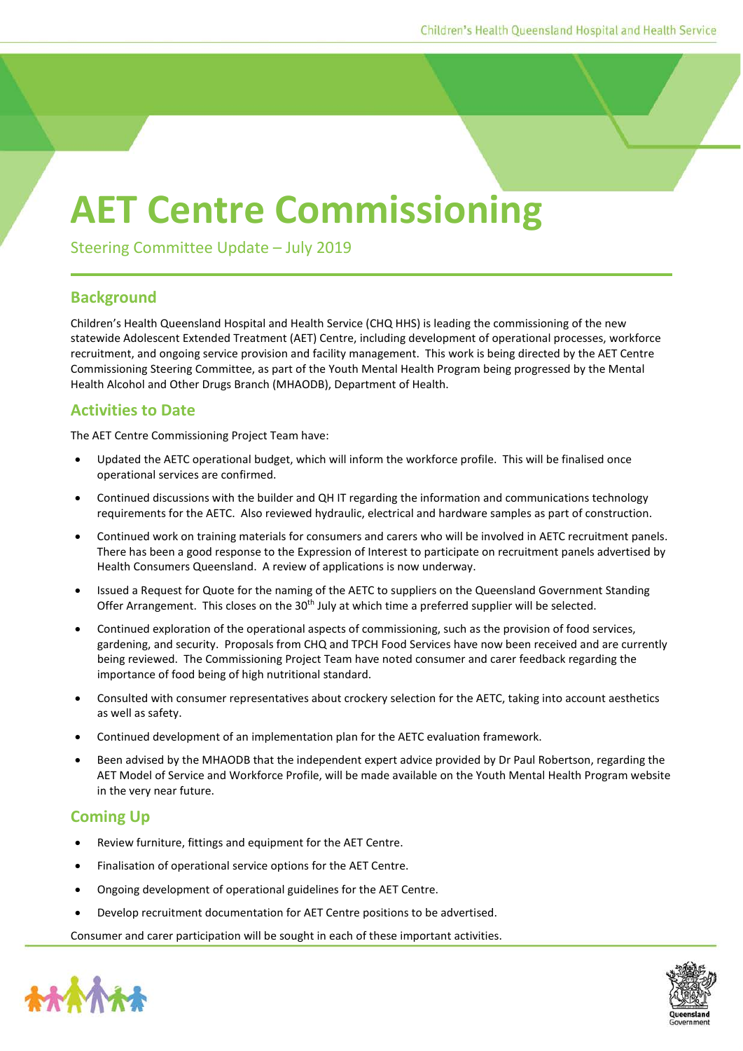# AET Centre Commissioning

Steering Committee Update – July 2019

## Background

Children's Health Queensland Hospital and Health Service (CHQ HHS) is leading the commissioning of the new statewide Adolescent Extended Treatment (AET) Centre, including development of operational processes, workforce recruitment, and ongoing service provision and facility management. This work is being directed by the AET Centre Commissioning Steering Committee, as part of the Youth Mental Health Program being progressed by the Mental Health Alcohol and Other Drugs Branch (MHAODB), Department of Health.

## Activities to Date

The AET Centre Commissioning Project Team have:

- Updated the AETC operational budget, which will inform the workforce profile. This will be finalised once operational services are confirmed.
- Continued discussions with the builder and QH IT regarding the information and communications technology requirements for the AETC. Also reviewed hydraulic, electrical and hardware samples as part of construction.
- Continued work on training materials for consumers and carers who will be involved in AETC recruitment panels. There has been a good response to the Expression of Interest to participate on recruitment panels advertised by Health Consumers Queensland. A review of applications is now underway.
- Issued a Request for Quote for the naming of the AETC to suppliers on the Queensland Government Standing Offer Arrangement. This closes on the 30th July at which time a preferred supplier will be selected.
- Continued exploration of the operational aspects of commissioning, such as the provision of food services, gardening, and security. Proposals from CHQ and TPCH Food Services have now been received and are currently being reviewed. The Commissioning Project Team have noted consumer and carer feedback regarding the importance of food being of high nutritional standard.
- Consulted with consumer representatives about crockery selection for the AETC, taking into account aesthetics as well as safety.
- Continued development of an implementation plan for the AETC evaluation framework.
- Been advised by the MHAODB that the independent expert advice provided by Dr Paul Robertson, regarding the AET Model of Service and Workforce Profile, will be made available on the Youth Mental Health Program website in the very near future.

## Coming Up

- Review furniture, fittings and equipment for the AET Centre.
- Finalisation of operational service options for the AET Centre.
- Ongoing development of operational guidelines for the AET Centre.
- Develop recruitment documentation for AET Centre positions to be advertised.

Consumer and carer participation will be sought in each of these important activities.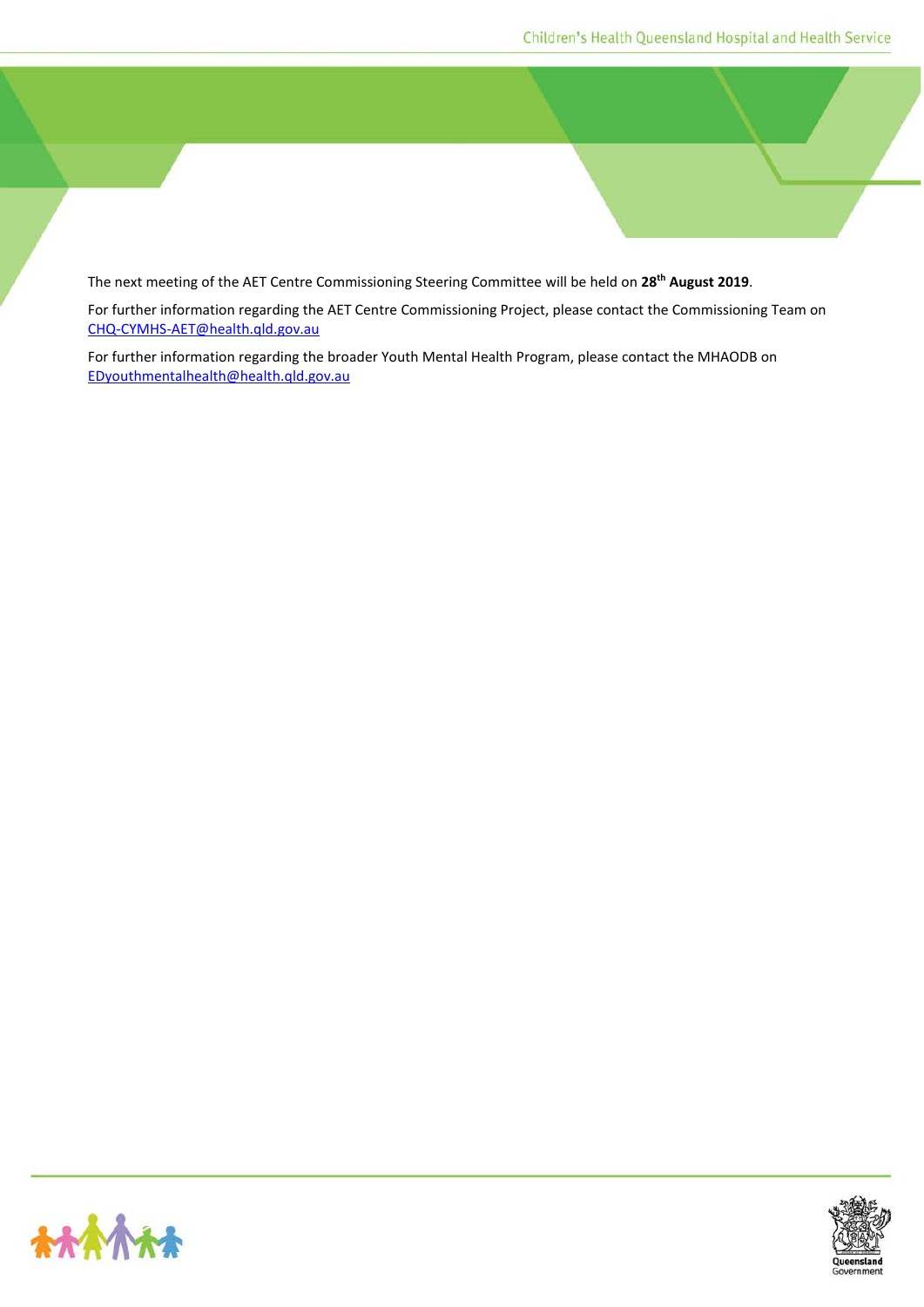The next meeting of the AET Centre Commissioning Steering Committee will be held on **28th August 2019**.

For further information regarding the AET Centre Commissioning Project, please contact the Commissioning Team on CHQ-CYMHS-AET@health.qld.gov.au

For further information regarding the broader Youth Mental Health Program, please contact the MHAODB on EDyouthmentalhealth@health.qld.gov.au